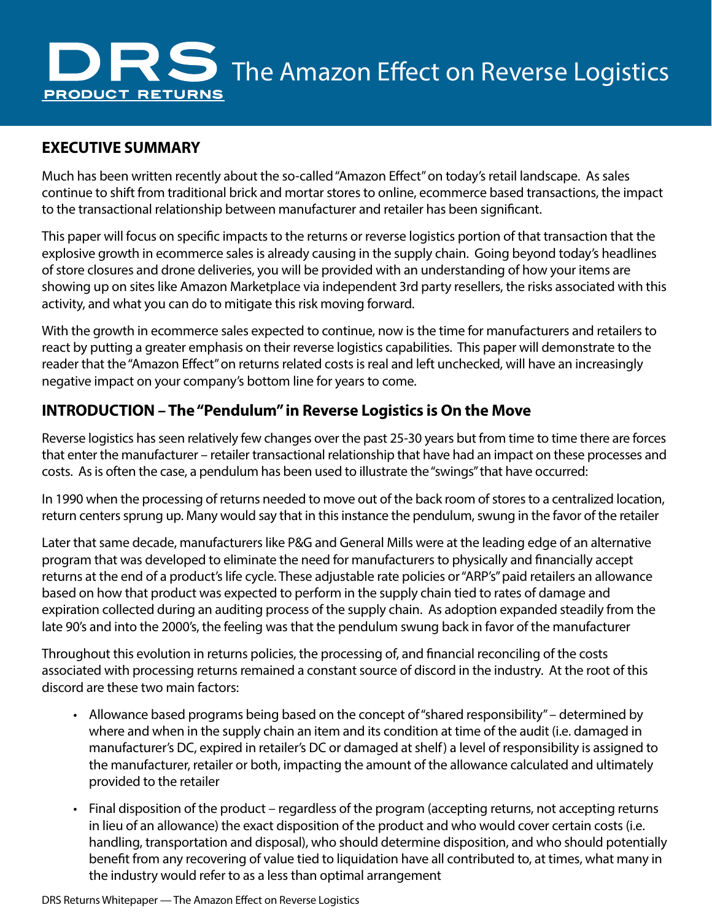# DRS PRODUCT RETURNS The Amazon Effect on Reverse Logistics

## EXECUTIVE SUMMARY

Much has been written recently about the so-called "Amazon Effect" on today's retail landscape. As sales continue to shift from traditional brick and mortar stores to online, ecommerce based transactions, the impact to the transactional relationship between manufacturer and retailer has been significant.

This paper will focus on specific impacts to the returns or reverse logistics portion of that transaction that the explosive growth in ecommerce sales is already causing in the supply chain. Going beyond today's headlines of store closures and drone deliveries, you will be provided with an understanding of how your items are showing up on sites like Amazon Marketplace via independent 3rd party resellers, the risks associated with this activity, and what you can do to mitigate this risk moving forward.

With the growth in ecommerce sales expected to continue, now is the time for manufacturers and retailers to react by putting a greater emphasis on their reverse logistics capabilities. This paper will demonstrate to the reader that the "Amazon Effect" on returns related costs is real and left unchecked, will have an increasingly negative impact on your company's bottom line for years to come.

## INTRODUCTION – The "Pendulum" in Reverse Logistics is On the Move

Reverse logistics has seen relatively few changes over the past 25-30 years but from time to time there are forces that enter the manufacturer – retailer transactional relationship that have had an impact on these processes and costs. As is often the case, a pendulum has been used to illustrate the "swings" that have occurred:

In 1990 when the processing of returns needed to move out of the back room of stores to a centralized location, return centers sprung up. Many would say that in this instance the pendulum, swung in the favor of the retailer

Later that same decade, manufacturers like P&G and General Mills were at the leading edge of an alternative program that was developed to eliminate the need for manufacturers to physically and financially accept returns at the end of a product's life cycle. These adjustable rate policies or "ARP's" paid retailers an allowance based on how that product was expected to perform in the supply chain tied to rates of damage and expiration collected during an auditing process of the supply chain. As adoption expanded steadily from the late 90's and into the 2000's, the feeling was that the pendulum swung back in favor of the manufacturer

Throughout this evolution in returns policies, the processing of, and financial reconciling of the costs associated with processing returns remained a constant source of discord in the industry. At the root of this discord are these two main factors:

- Allowance based programs being based on the concept of "shared responsibility" – determined by where and when in the supply chain an item and its condition at time of the audit (i.e. damaged in manufacturer's DC, expired in retailer's DC or damaged at shelf) a level of responsibility is assigned to the manufacturer, retailer or both, impacting the amount of the allowance calculated and ultimately provided to the retailer
- Final disposition of the product – regardless of the program (accepting returns, not accepting returns in lieu of an allowance) the exact disposition of the product and who would cover certain costs (i.e. handling, transportation and disposal), who should determine disposition, and who should potentially benefit from any recovering of value tied to liquidation have all contributed to, at times, what many in the industry would refer to as a less than optimal arrangement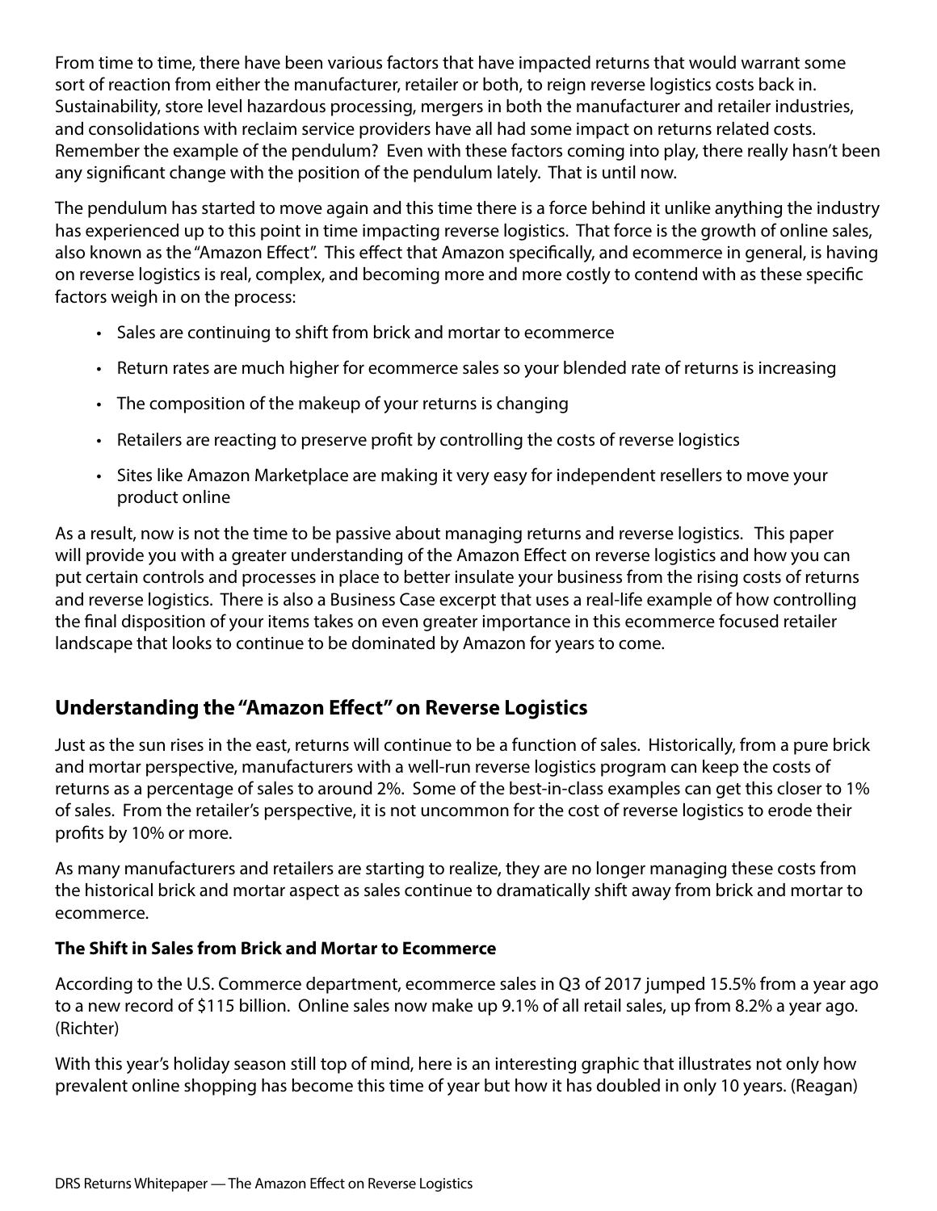From time to time, there have been various factors that have impacted returns that would warrant some sort of reaction from either the manufacturer, retailer or both, to reign reverse logistics costs back in. Sustainability, store level hazardous processing, mergers in both the manufacturer and retailer industries, and consolidations with reclaim service providers have all had some impact on returns related costs. Remember the example of the pendulum? Even with these factors coming into play, there really hasn't been any significant change with the position of the pendulum lately. That is until now.

The pendulum has started to move again and this time there is a force behind it unlike anything the industry has experienced up to this point in time impacting reverse logistics. That force is the growth of online sales, also known as the "Amazon Effect". This effect that Amazon specifically, and ecommerce in general, is having on reverse logistics is real, complex, and becoming more and more costly to contend with as these specific factors weigh in on the process:

- Sales are continuing to shift from brick and mortar to ecommerce
- Return rates are much higher for ecommerce sales so your blended rate of returns is increasing
- The composition of the makeup of your returns is changing
- Retailers are reacting to preserve profit by controlling the costs of reverse logistics
- Sites like Amazon Marketplace are making it very easy for independent resellers to move your product online

As a result, now is not the time to be passive about managing returns and reverse logistics. This paper will provide you with a greater understanding of the Amazon Effect on reverse logistics and how you can put certain controls and processes in place to better insulate your business from the rising costs of returns and reverse logistics. There is also a Business Case excerpt that uses a real-life example of how controlling the final disposition of your items takes on even greater importance in this ecommerce focused retailer landscape that looks to continue to be dominated by Amazon for years to come.

## Understanding the "Amazon Effect" on Reverse Logistics

Just as the sun rises in the east, returns will continue to be a function of sales. Historically, from a pure brick and mortar perspective, manufacturers with a well-run reverse logistics program can keep the costs of returns as a percentage of sales to around 2%. Some of the best-in-class examples can get this closer to 1% of sales. From the retailer's perspective, it is not uncommon for the cost of reverse logistics to erode their profits by 10% or more.

As many manufacturers and retailers are starting to realize, they are no longer managing these costs from the historical brick and mortar aspect as sales continue to dramatically shift away from brick and mortar to ecommerce.

### The Shift in Sales from Brick and Mortar to Ecommerce

According to the U.S. Commerce department, ecommerce sales in Q3 of 2017 jumped 15.5% from a year ago to a new record of $115 billion. Online sales now make up 9.1% of all retail sales, up from 8.2% a year ago. (Richter)

With this year's holiday season still top of mind, here is an interesting graphic that illustrates not only how prevalent online shopping has become this time of year but how it has doubled in only 10 years. (Reagan)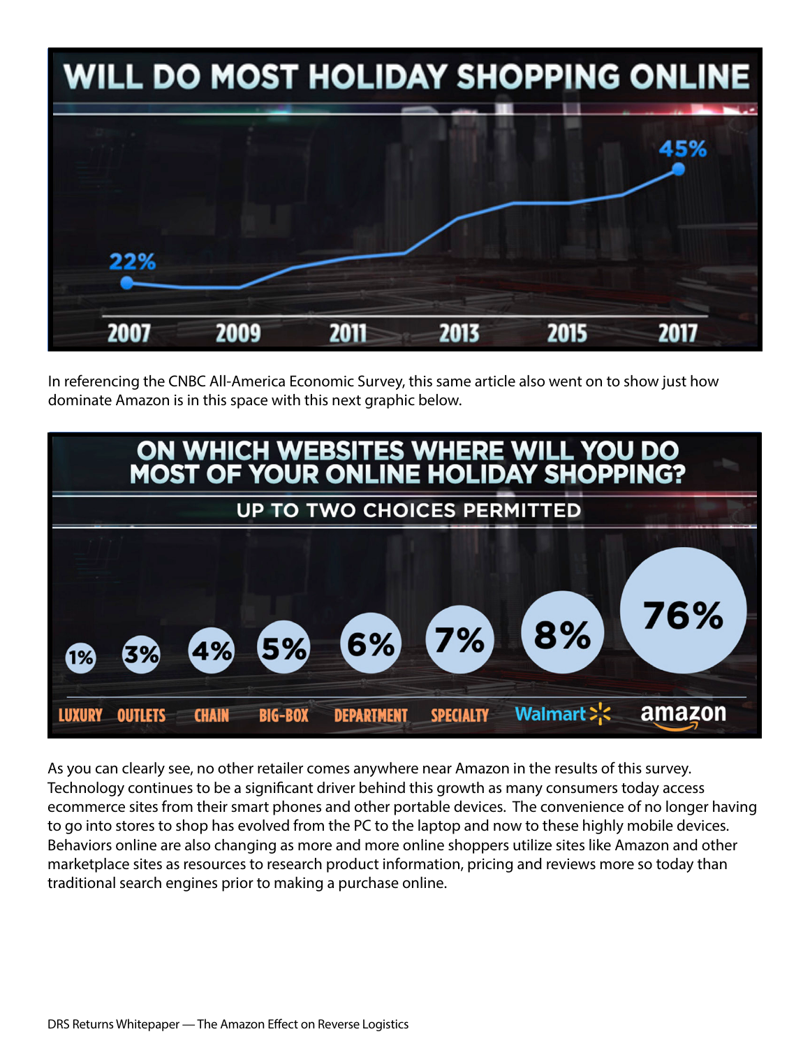WILL DO MOST HOLIDAY SHOPPING ONLINE

| Year | Value |
| --- | --- |
| 2007 | 22% |
| 2017 | 45% |

In referencing the CNBC All-America Economic Survey, this same article also went on to show just how dominate Amazon is in this space with this next graphic below.

ON WHICH WEBSITES WHERE WILL YOU DO MOST OF YOUR ONLINE HOLIDAY SHOPPING?

UP TO TWO CHOICES PERMITTED

| LUXURY | OUTLETS | CHAIN | BIG-BOX | DEPARTMENT | SPECIALTY | Walmart | amazon |
| --- | --- | --- | --- | --- | --- | --- | --- |
| 1% | 3% | 4% | 5% | 6% | 7% | 8% | 76% |

As you can clearly see, no other retailer comes anywhere near Amazon in the results of this survey. Technology continues to be a significant driver behind this growth as many consumers today access ecommerce sites from their smart phones and other portable devices. The convenience of no longer having to go into stores to shop has evolved from the PC to the laptop and now to these highly mobile devices. Behaviors online are also changing as more and more online shoppers utilize sites like Amazon and other marketplace sites as resources to research product information, pricing and reviews more so today than traditional search engines prior to making a purchase online.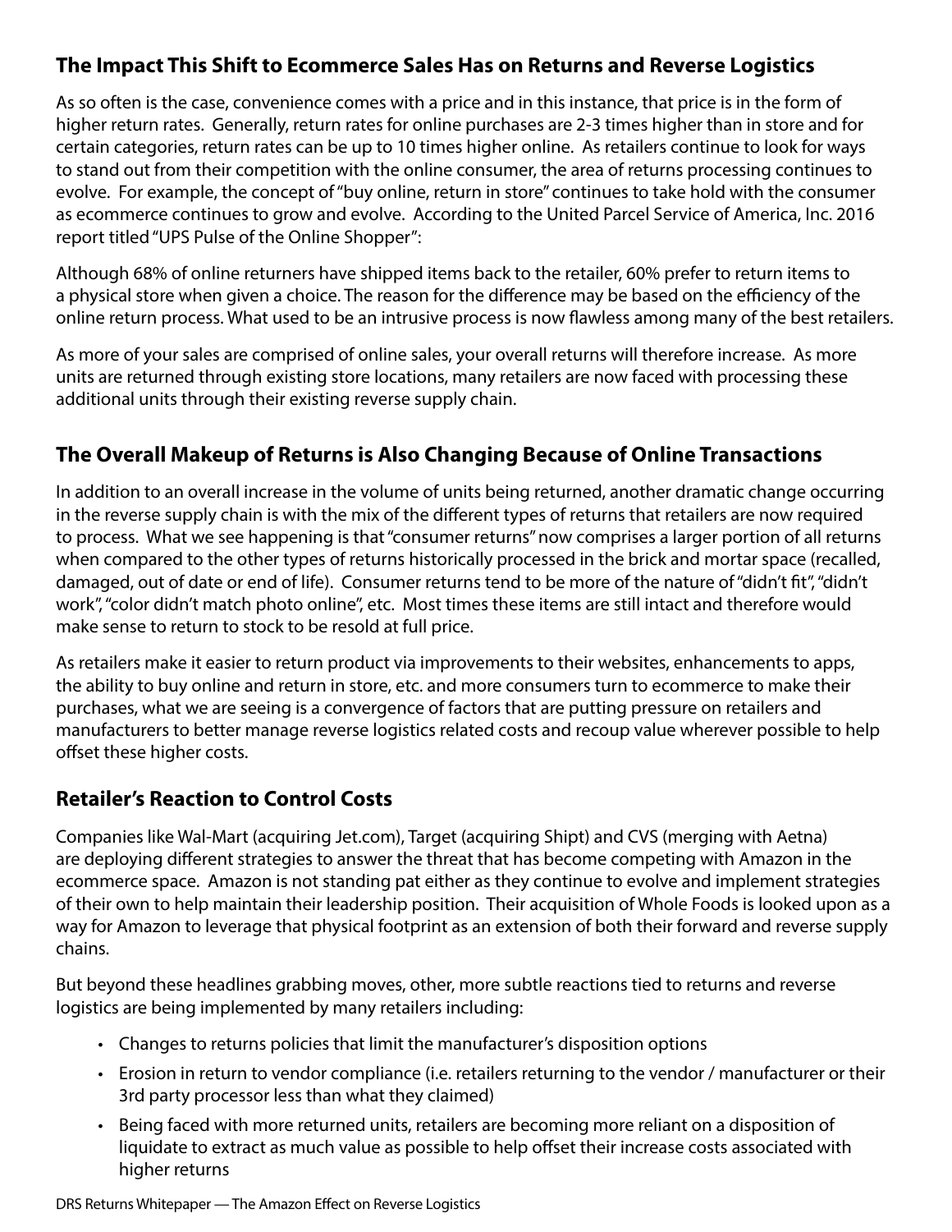## The Impact This Shift to Ecommerce Sales Has on Returns and Reverse Logistics

As so often is the case, convenience comes with a price and in this instance, that price is in the form of higher return rates. Generally, return rates for online purchases are 2-3 times higher than in store and for certain categories, return rates can be up to 10 times higher online. As retailers continue to look for ways to stand out from their competition with the online consumer, the area of returns processing continues to evolve. For example, the concept of "buy online, return in store" continues to take hold with the consumer as ecommerce continues to grow and evolve. According to the United Parcel Service of America, Inc. 2016 report titled "UPS Pulse of the Online Shopper":

Although 68% of online returners have shipped items back to the retailer, 60% prefer to return items to a physical store when given a choice. The reason for the difference may be based on the efficiency of the online return process. What used to be an intrusive process is now flawless among many of the best retailers.

As more of your sales are comprised of online sales, your overall returns will therefore increase. As more units are returned through existing store locations, many retailers are now faced with processing these additional units through their existing reverse supply chain.

## The Overall Makeup of Returns is Also Changing Because of Online Transactions

In addition to an overall increase in the volume of units being returned, another dramatic change occurring in the reverse supply chain is with the mix of the different types of returns that retailers are now required to process. What we see happening is that "consumer returns" now comprises a larger portion of all returns when compared to the other types of returns historically processed in the brick and mortar space (recalled, damaged, out of date or end of life). Consumer returns tend to be more of the nature of "didn't fit", "didn't work", "color didn't match photo online", etc. Most times these items are still intact and therefore would make sense to return to stock to be resold at full price.

As retailers make it easier to return product via improvements to their websites, enhancements to apps, the ability to buy online and return in store, etc. and more consumers turn to ecommerce to make their purchases, what we are seeing is a convergence of factors that are putting pressure on retailers and manufacturers to better manage reverse logistics related costs and recoup value wherever possible to help offset these higher costs.

## Retailer's Reaction to Control Costs

Companies like Wal-Mart (acquiring Jet.com), Target (acquiring Shipt) and CVS (merging with Aetna) are deploying different strategies to answer the threat that has become competing with Amazon in the ecommerce space. Amazon is not standing pat either as they continue to evolve and implement strategies of their own to help maintain their leadership position. Their acquisition of Whole Foods is looked upon as a way for Amazon to leverage that physical footprint as an extension of both their forward and reverse supply chains.

But beyond these headlines grabbing moves, other, more subtle reactions tied to returns and reverse logistics are being implemented by many retailers including:

- Changes to returns policies that limit the manufacturer's disposition options
- Erosion in return to vendor compliance (i.e. retailers returning to the vendor / manufacturer or their 3rd party processor less than what they claimed)
- Being faced with more returned units, retailers are becoming more reliant on a disposition of liquidate to extract as much value as possible to help offset their increase costs associated with higher returns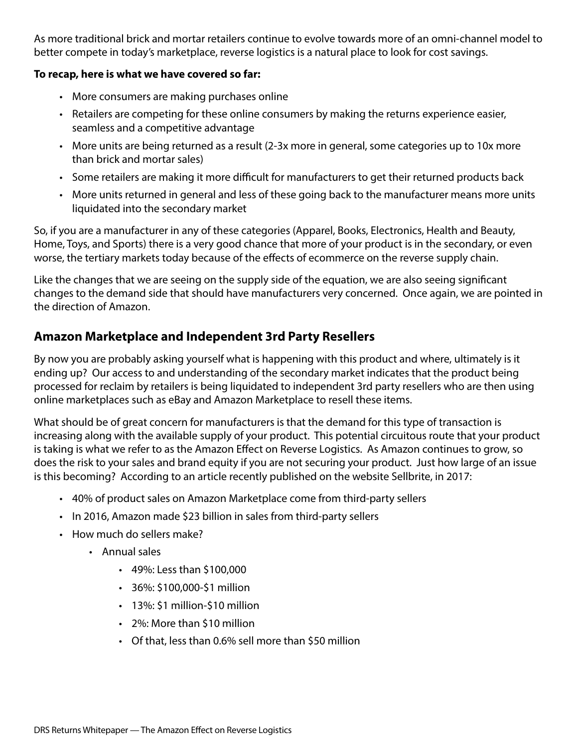As more traditional brick and mortar retailers continue to evolve towards more of an omni-channel model to better compete in today's marketplace, reverse logistics is a natural place to look for cost savings.

**To recap, here is what we have covered so far:**

- More consumers are making purchases online
- Retailers are competing for these online consumers by making the returns experience easier, seamless and a competitive advantage
- More units are being returned as a result (2-3x more in general, some categories up to 10x more than brick and mortar sales)
- Some retailers are making it more difficult for manufacturers to get their returned products back
- More units returned in general and less of these going back to the manufacturer means more units liquidated into the secondary market

So, if you are a manufacturer in any of these categories (Apparel, Books, Electronics, Health and Beauty, Home, Toys, and Sports) there is a very good chance that more of your product is in the secondary, or even worse, the tertiary markets today because of the effects of ecommerce on the reverse supply chain.

Like the changes that we are seeing on the supply side of the equation, we are also seeing significant changes to the demand side that should have manufacturers very concerned. Once again, we are pointed in the direction of Amazon.

## Amazon Marketplace and Independent 3rd Party Resellers

By now you are probably asking yourself what is happening with this product and where, ultimately is it ending up? Our access to and understanding of the secondary market indicates that the product being processed for reclaim by retailers is being liquidated to independent 3rd party resellers who are then using online marketplaces such as eBay and Amazon Marketplace to resell these items.

What should be of great concern for manufacturers is that the demand for this type of transaction is increasing along with the available supply of your product. This potential circuitous route that your product is taking is what we refer to as the Amazon Effect on Reverse Logistics. As Amazon continues to grow, so does the risk to your sales and brand equity if you are not securing your product. Just how large of an issue is this becoming? According to an article recently published on the website Sellbrite, in 2017:

- 40% of product sales on Amazon Marketplace come from third-party sellers
- In 2016, Amazon made $23 billion in sales from third-party sellers
- How much do sellers make?
    - Annual sales
        - 49%: Less than $100,000
        - 36%: $100,000-$1 million
        - 13%: $1 million-$10 million
        - 2%: More than $10 million
        - Of that, less than 0.6% sell more than $50 million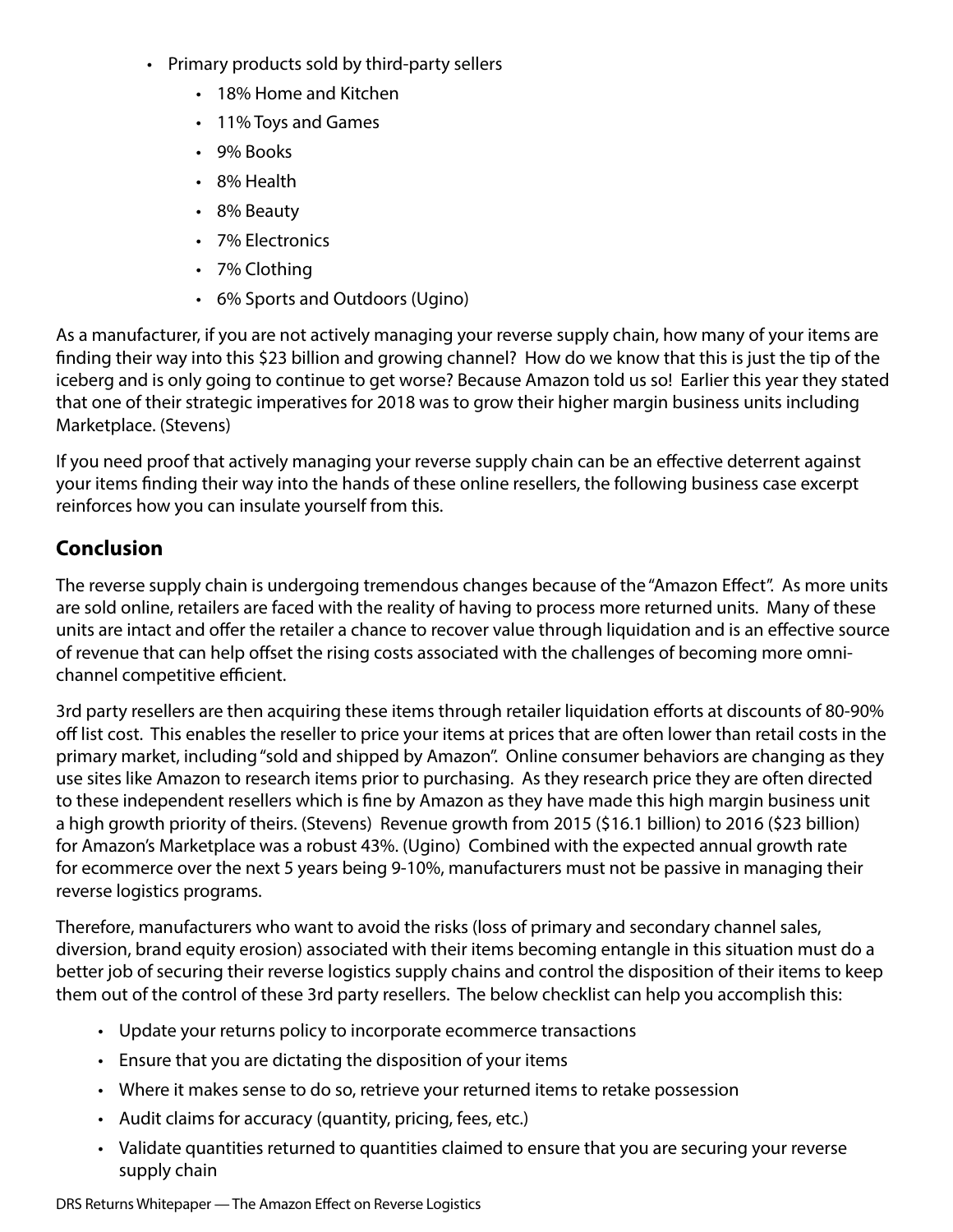- Primary products sold by third-party sellers
    - 18% Home and Kitchen
    - 11% Toys and Games
    - 9% Books
    - 8% Health
    - 8% Beauty
    - 7% Electronics
    - 7% Clothing
    - 6% Sports and Outdoors (Ugino)

As a manufacturer, if you are not actively managing your reverse supply chain, how many of your items are finding their way into this $23 billion and growing channel? How do we know that this is just the tip of the iceberg and is only going to continue to get worse? Because Amazon told us so! Earlier this year they stated that one of their strategic imperatives for 2018 was to grow their higher margin business units including Marketplace. (Stevens)

If you need proof that actively managing your reverse supply chain can be an effective deterrent against your items finding their way into the hands of these online resellers, the following business case excerpt reinforces how you can insulate yourself from this.

## Conclusion

The reverse supply chain is undergoing tremendous changes because of the "Amazon Effect". As more units are sold online, retailers are faced with the reality of having to process more returned units. Many of these units are intact and offer the retailer a chance to recover value through liquidation and is an effective source of revenue that can help offset the rising costs associated with the challenges of becoming more omni-channel competitive efficient.

3rd party resellers are then acquiring these items through retailer liquidation efforts at discounts of 80-90% off list cost. This enables the reseller to price your items at prices that are often lower than retail costs in the primary market, including "sold and shipped by Amazon". Online consumer behaviors are changing as they use sites like Amazon to research items prior to purchasing. As they research price they are often directed to these independent resellers which is fine by Amazon as they have made this high margin business unit a high growth priority of theirs. (Stevens) Revenue growth from 2015 ($16.1 billion) to 2016 ($23 billion) for Amazon's Marketplace was a robust 43%. (Ugino) Combined with the expected annual growth rate for ecommerce over the next 5 years being 9-10%, manufacturers must not be passive in managing their reverse logistics programs.

Therefore, manufacturers who want to avoid the risks (loss of primary and secondary channel sales, diversion, brand equity erosion) associated with their items becoming entangle in this situation must do a better job of securing their reverse logistics supply chains and control the disposition of their items to keep them out of the control of these 3rd party resellers. The below checklist can help you accomplish this:

- Update your returns policy to incorporate ecommerce transactions
- Ensure that you are dictating the disposition of your items
- Where it makes sense to do so, retrieve your returned items to retake possession
- Audit claims for accuracy (quantity, pricing, fees, etc.)
- Validate quantities returned to quantities claimed to ensure that you are securing your reverse supply chain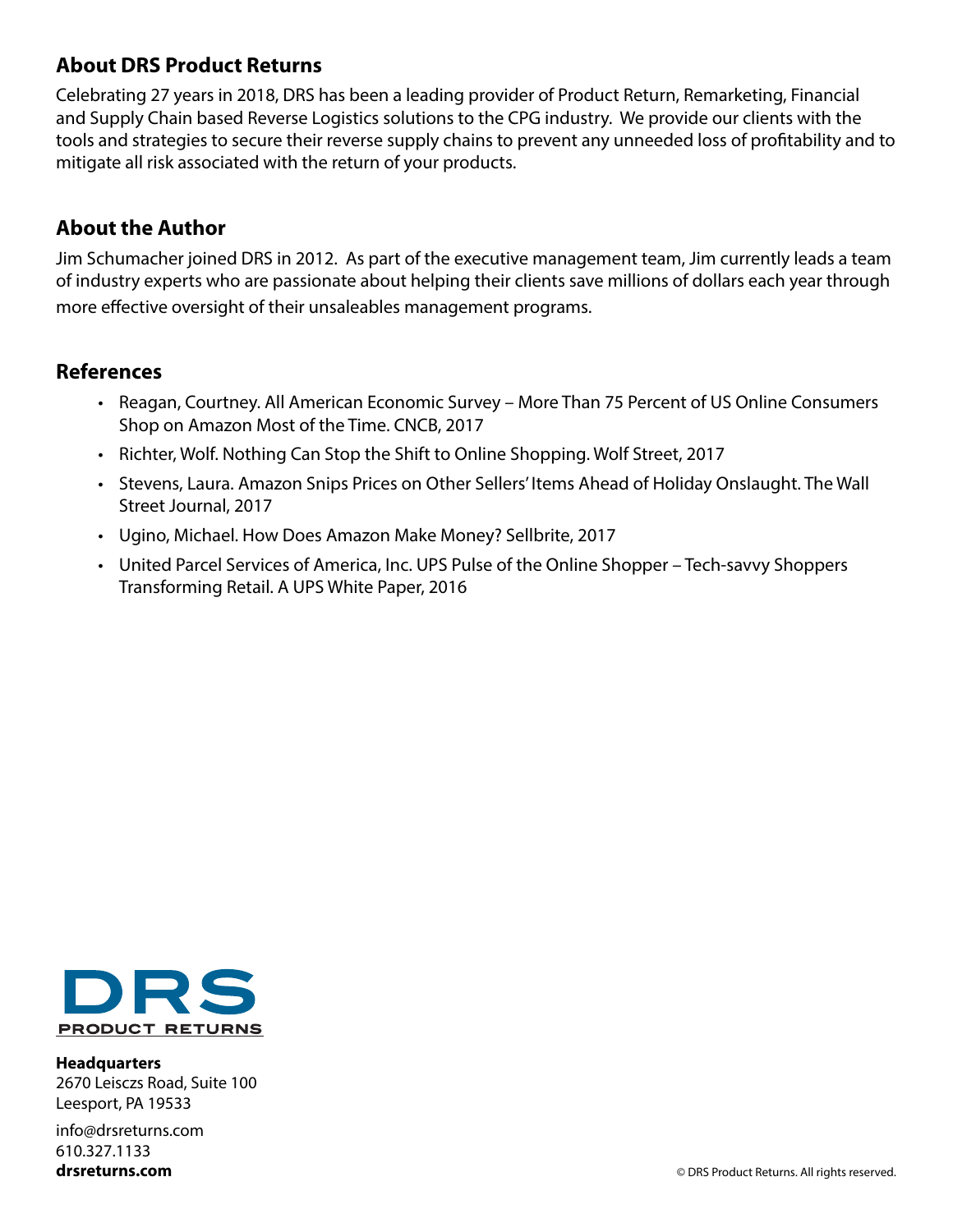## About DRS Product Returns

Celebrating 27 years in 2018, DRS has been a leading provider of Product Return, Remarketing, Financial and Supply Chain based Reverse Logistics solutions to the CPG industry. We provide our clients with the tools and strategies to secure their reverse supply chains to prevent any unneeded loss of profitability and to mitigate all risk associated with the return of your products.

## About the Author

Jim Schumacher joined DRS in 2012. As part of the executive management team, Jim currently leads a team of industry experts who are passionate about helping their clients save millions of dollars each year through more effective oversight of their unsaleables management programs.

## References

- Reagan, Courtney. All American Economic Survey – More Than 75 Percent of US Online Consumers Shop on Amazon Most of the Time. CNCB, 2017
- Richter, Wolf. Nothing Can Stop the Shift to Online Shopping. Wolf Street, 2017
- Stevens, Laura. Amazon Snips Prices on Other Sellers' Items Ahead of Holiday Onslaught. The Wall Street Journal, 2017
- Ugino, Michael. How Does Amazon Make Money? Sellbrite, 2017
- United Parcel Services of America, Inc. UPS Pulse of the Online Shopper – Tech-savvy Shoppers Transforming Retail. A UPS White Paper, 2016

DRS
PRODUCT RETURNS

**Headquarters**
2670 Leisczs Road, Suite 100
Leesport, PA 19533

info@drsreturns.com
610.327.1133
**drsreturns.com**

© DRS Product Returns. All rights reserved.